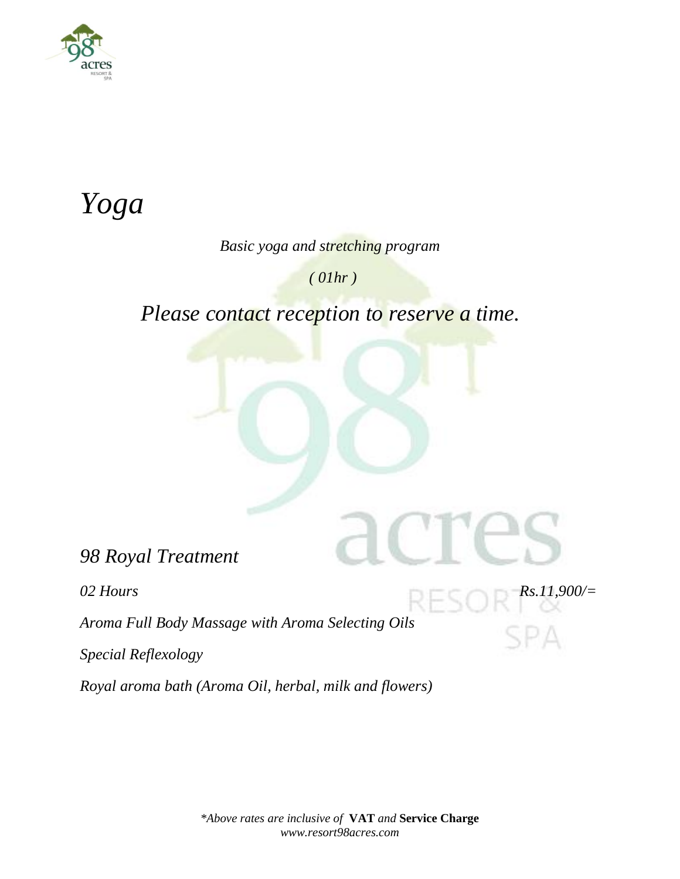# *Yoga*

*Basic yoga and stretching program*

*( 01hr )*

*Please contact reception to reserve a time.*

## *98 Royal Treatment*

*02 Hours* *Rs.11,900/=*

*Aroma Full Body Massage with Aroma Selecting Oils*

*Special Reflexology*

*Royal aroma bath (Aroma Oil, herbal, milk and flowers)*

*\*Above rates are inclusive of* **VAT** *and* **Service Charge**
*www.resort98acres.com*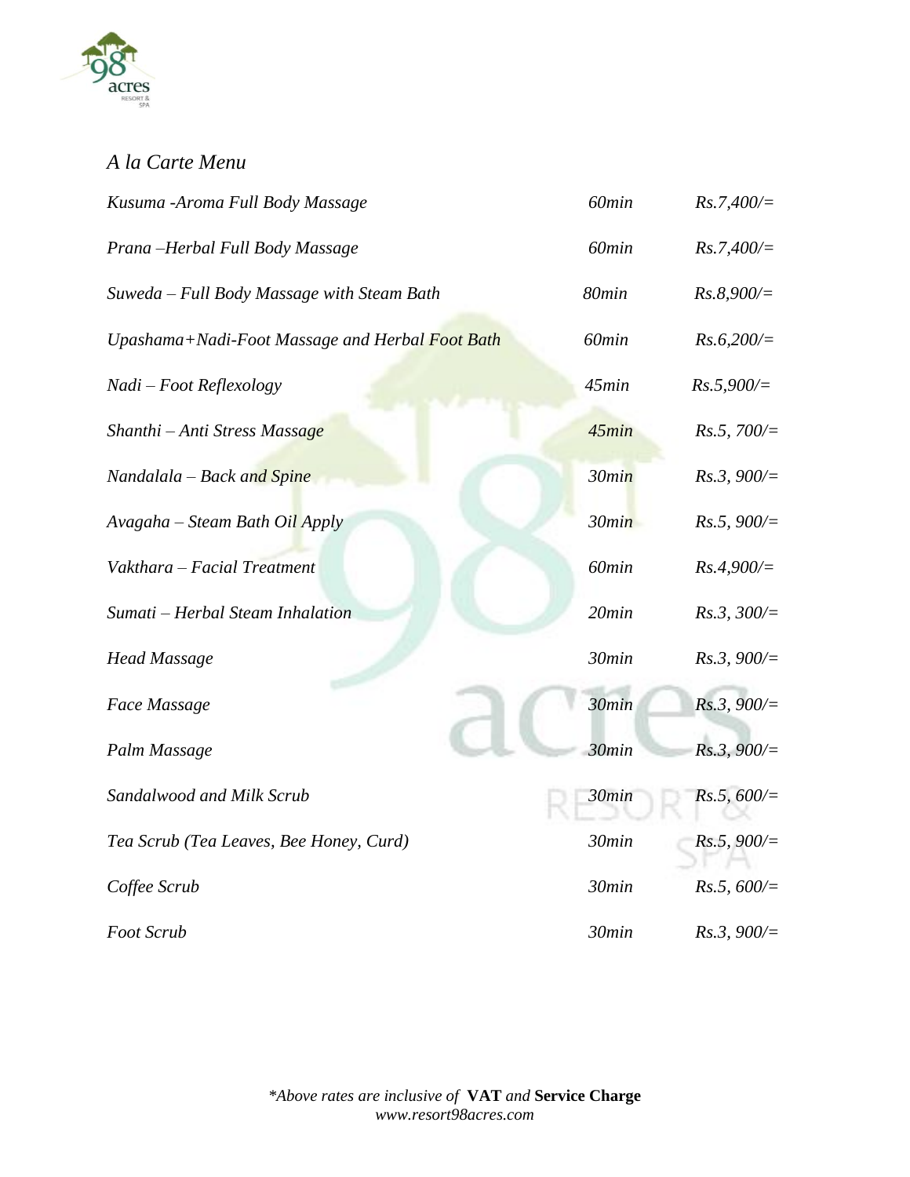*A la Carte Menu*

| | | |
|---|---|---|
| *Kusuma -Aroma Full Body Massage* | *60min* | *Rs.7,400/=* |
| *Prana –Herbal Full Body Massage* | *60min* | *Rs.7,400/=* |
| *Suweda – Full Body Massage with Steam Bath* | *80min* | *Rs.8,900/=* |
| *Upashama+Nadi-Foot Massage and Herbal Foot Bath* | *60min* | *Rs.6,200/=* |
| *Nadi – Foot Reflexology* | *45min* | *Rs.5,900/=* |
| *Shanthi – Anti Stress Massage* | *45min* | *Rs.5, 700/=* |
| *Nandalala – Back and Spine* | *30min* | *Rs.3, 900/=* |
| *Avagaha – Steam Bath Oil Apply* | *30min* | *Rs.5, 900/=* |
| *Vakthara – Facial Treatment* | *60min* | *Rs.4,900/=* |
| *Sumati – Herbal Steam Inhalation* | *20min* | *Rs.3, 300/=* |
| *Head Massage* | *30min* | *Rs.3, 900/=* |
| *Face Massage* | *30min* | *Rs.3, 900/=* |
| *Palm Massage* | *30min* | *Rs.3, 900/=* |
| *Sandalwood and Milk Scrub* | *30min* | *Rs.5, 600/=* |
| *Tea Scrub (Tea Leaves, Bee Honey, Curd)* | *30min* | *Rs.5, 900/=* |
| *Coffee Scrub* | *30min* | *Rs.5, 600/=* |
| *Foot Scrub* | *30min* | *Rs.3, 900/=* |

*\*Above rates are inclusive of* **VAT** *and* **Service Charge**
*www.resort98acres.com*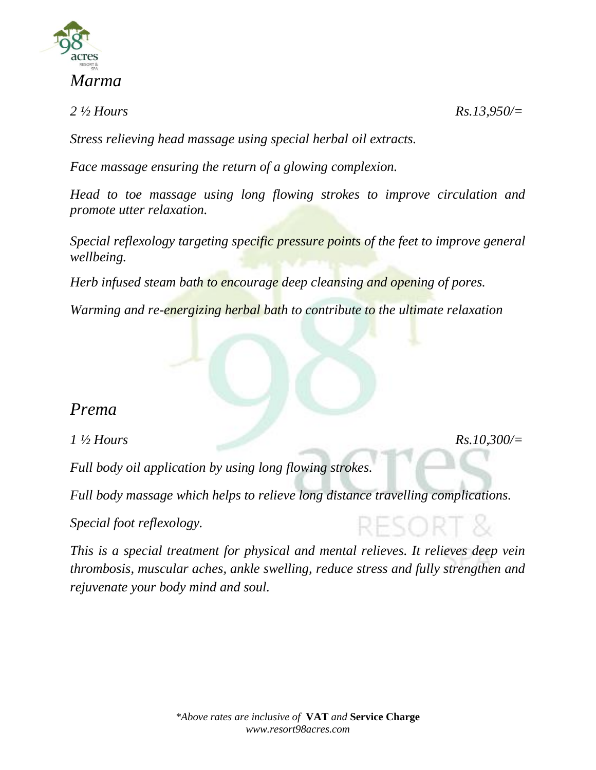## *Marma*

*2 ½ Hours* *Rs.13,950/=*

*Stress relieving head massage using special herbal oil extracts.*

*Face massage ensuring the return of a glowing complexion.*

*Head to toe massage using long flowing strokes to improve circulation and promote utter relaxation.*

*Special reflexology targeting specific pressure points of the feet to improve general wellbeing.*

*Herb infused steam bath to encourage deep cleansing and opening of pores.*

*Warming and re-energizing herbal bath to contribute to the ultimate relaxation*

## *Prema*

*1 ½ Hours* *Rs.10,300/=*

*Full body oil application by using long flowing strokes.*

*Full body massage which helps to relieve long distance travelling complications.*

*Special foot reflexology.*

*This is a special treatment for physical and mental relieves. It relieves deep vein thrombosis, muscular aches, ankle swelling, reduce stress and fully strengthen and rejuvenate your body mind and soul.*

*\*Above rates are inclusive of* **VAT** *and* **Service Charge**
*www.resort98acres.com*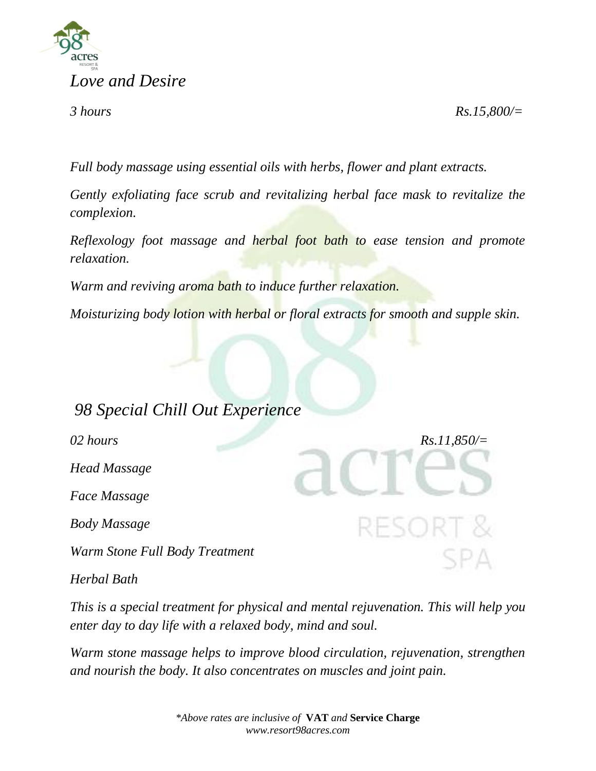## *Love and Desire*

*3 hours* *Rs.15,800/=*

*Full body massage using essential oils with herbs, flower and plant extracts.*

*Gently exfoliating face scrub and revitalizing herbal face mask to revitalize the complexion.*

*Reflexology foot massage and herbal foot bath to ease tension and promote relaxation.*

*Warm and reviving aroma bath to induce further relaxation.*

*Moisturizing body lotion with herbal or floral extracts for smooth and supple skin.*

## *98 Special Chill Out Experience*

*02 hours* *Rs.11,850/=*

*Head Massage*

*Face Massage*

*Body Massage*

*Warm Stone Full Body Treatment*

*Herbal Bath*

*This is a special treatment for physical and mental rejuvenation. This will help you enter day to day life with a relaxed body, mind and soul.*

*Warm stone massage helps to improve blood circulation, rejuvenation, strengthen and nourish the body. It also concentrates on muscles and joint pain.*

**Above rates are inclusive of* **VAT** *and* **Service Charge**
*www.resort98acres.com*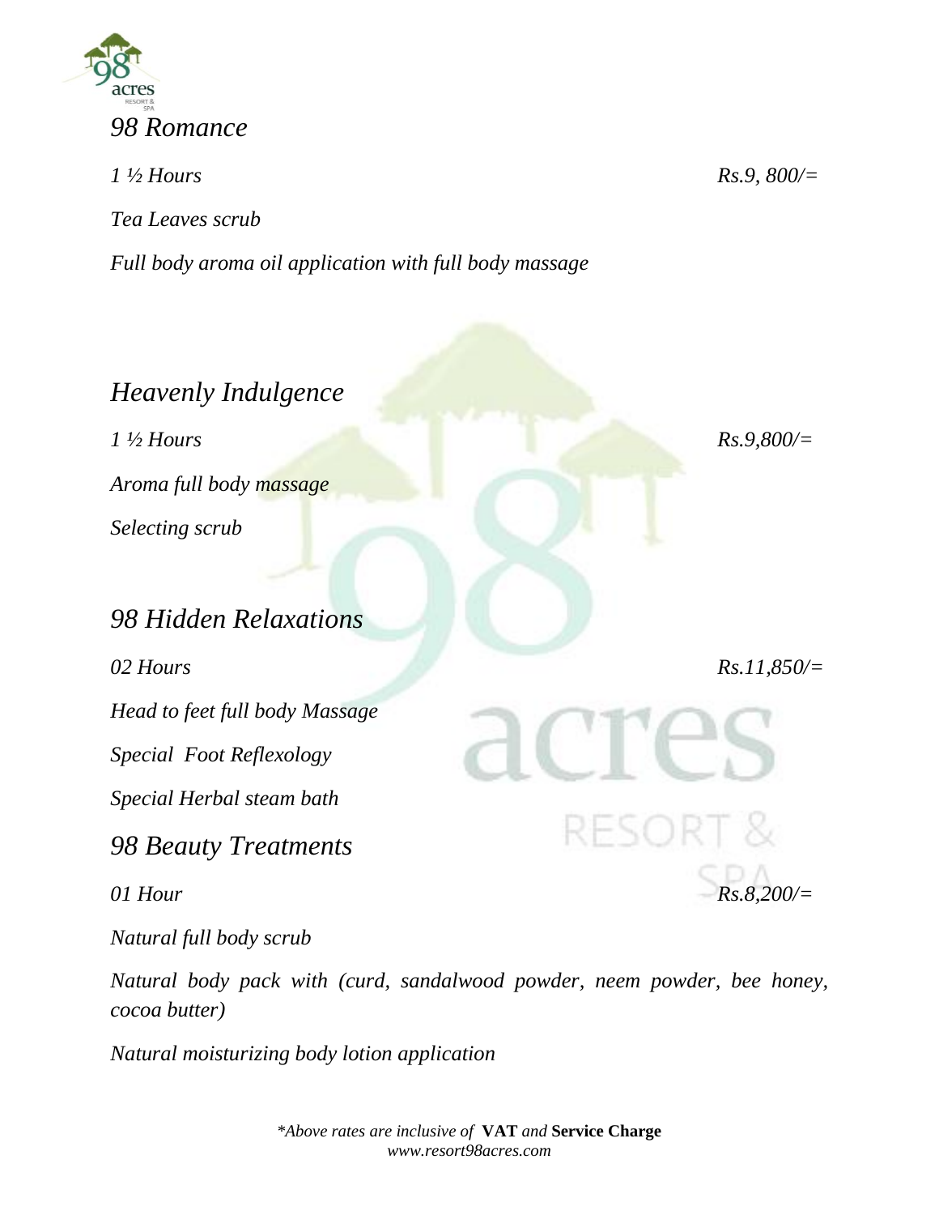## *98 Romance*

*1 ½ Hours* *Rs.9, 800/=*

*Tea Leaves scrub*

*Full body aroma oil application with full body massage*

## *Heavenly Indulgence*

*1 ½ Hours* *Rs.9,800/=*

*Aroma full body massage*

*Selecting scrub*

## *98 Hidden Relaxations*

*02 Hours* *Rs.11,850/=*

*Head to feet full body Massage*

*Special Foot Reflexology*

*Special Herbal steam bath*

## *98 Beauty Treatments*

*01 Hour* *Rs.8,200/=*

*Natural full body scrub*

*Natural body pack with (curd, sandalwood powder, neem powder, bee honey, cocoa butter)*

*Natural moisturizing body lotion application*

*\*Above rates are inclusive of* **VAT** *and* **Service Charge**
*www.resort98acres.com*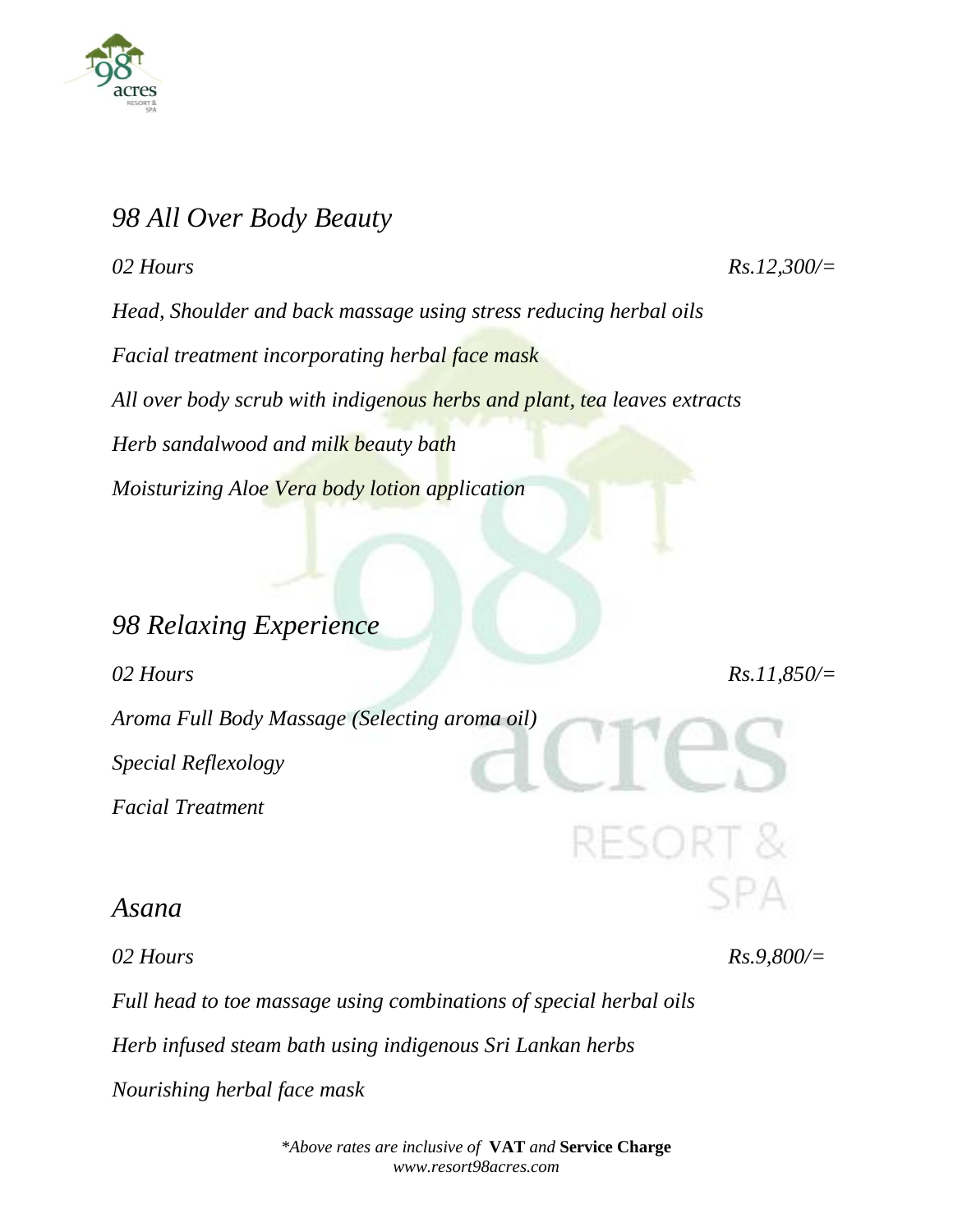## *98 All Over Body Beauty*

*02 Hours* *Rs.12,300/=*

*Head, Shoulder and back massage using stress reducing herbal oils*

*Facial treatment incorporating herbal face mask*

*All over body scrub with indigenous herbs and plant, tea leaves extracts*

*Herb sandalwood and milk beauty bath*

*Moisturizing Aloe Vera body lotion application*

## *98 Relaxing Experience*

*02 Hours* *Rs.11,850/=*

*Aroma Full Body Massage (Selecting aroma oil)*

*Special Reflexology*

*Facial Treatment*

## *Asana*

*02 Hours* *Rs.9,800/=*

*Full head to toe massage using combinations of special herbal oils*

*Herb infused steam bath using indigenous Sri Lankan herbs*

*Nourishing herbal face mask*

**Above rates are inclusive of* **VAT** *and* **Service Charge**
*www.resort98acres.com*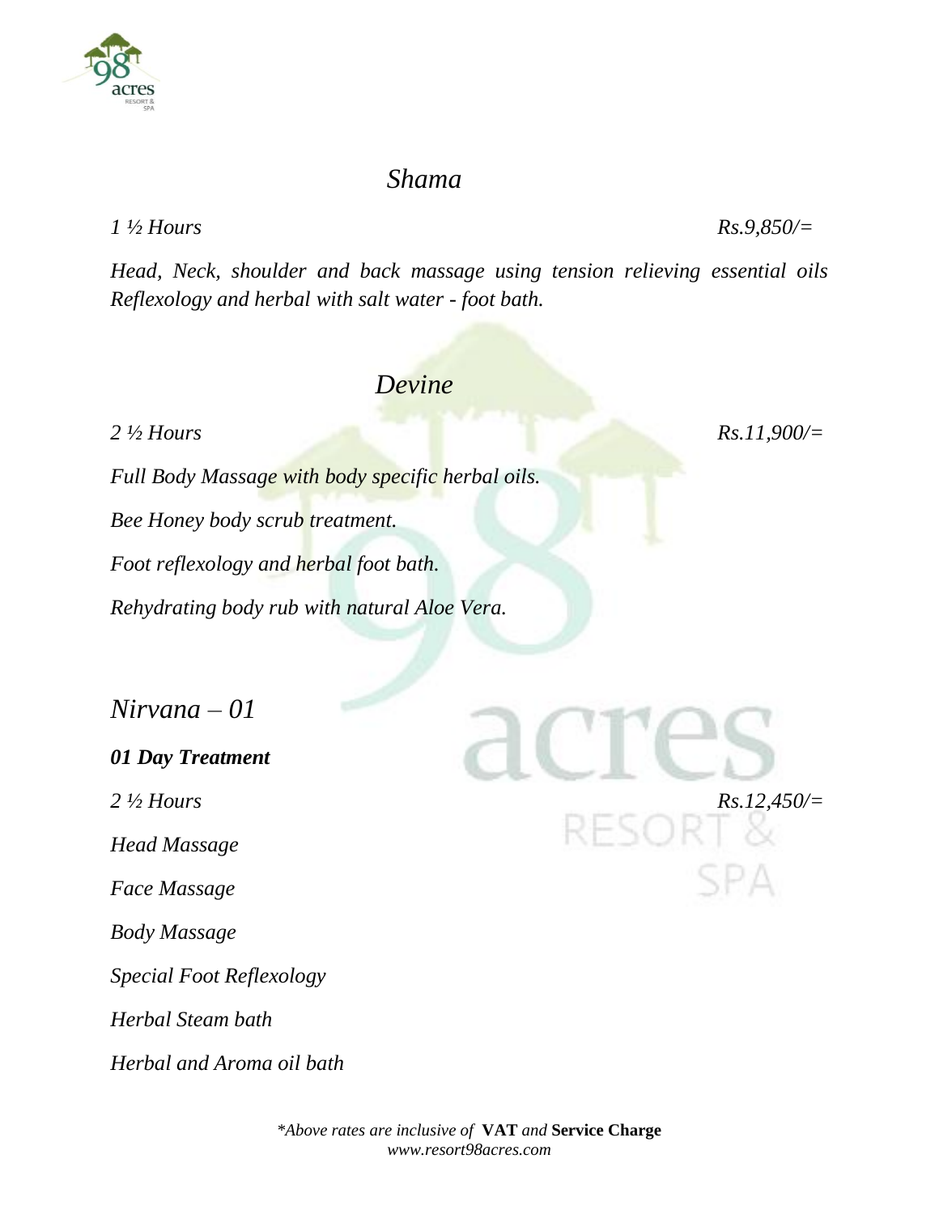## *Shama*

*1 ½ Hours* *Rs.9,850/=*

*Head, Neck, shoulder and back massage using tension relieving essential oils Reflexology and herbal with salt water - foot bath.*

## *Devine*

*2 ½ Hours* *Rs.11,900/=*

*Full Body Massage with body specific herbal oils.*

*Bee Honey body scrub treatment.*

*Foot reflexology and herbal foot bath.*

*Rehydrating body rub with natural Aloe Vera.*

## *Nirvana – 01*

***01 Day Treatment***

*2 ½ Hours* *Rs.12,450/=*

*Head Massage*

*Face Massage*

*Body Massage*

*Special Foot Reflexology*

*Herbal Steam bath*

*Herbal and Aroma oil bath*

*\*Above rates are inclusive of* **VAT** *and* **Service Charge**
*www.resort98acres.com*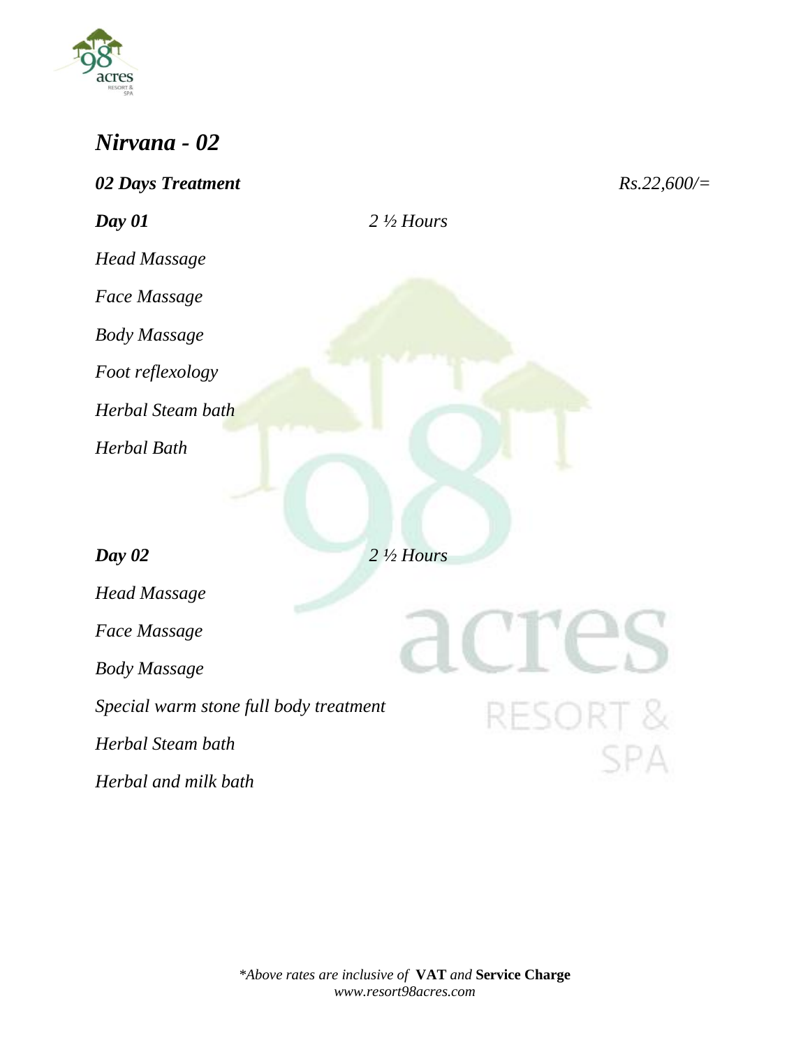## *Nirvana - 02*

***02 Days Treatment*** *Rs.22,600/=*

***Day 01*** *2 ½ Hours*

*Head Massage*

*Face Massage*

*Body Massage*

*Foot reflexology*

*Herbal Steam bath*

*Herbal Bath*

***Day 02*** *2 ½ Hours*

*Head Massage*

*Face Massage*

*Body Massage*

*Special warm stone full body treatment*

*Herbal Steam bath*

*Herbal and milk bath*

**Above rates are inclusive of* **VAT** *and* **Service Charge**
*www.resort98acres.com*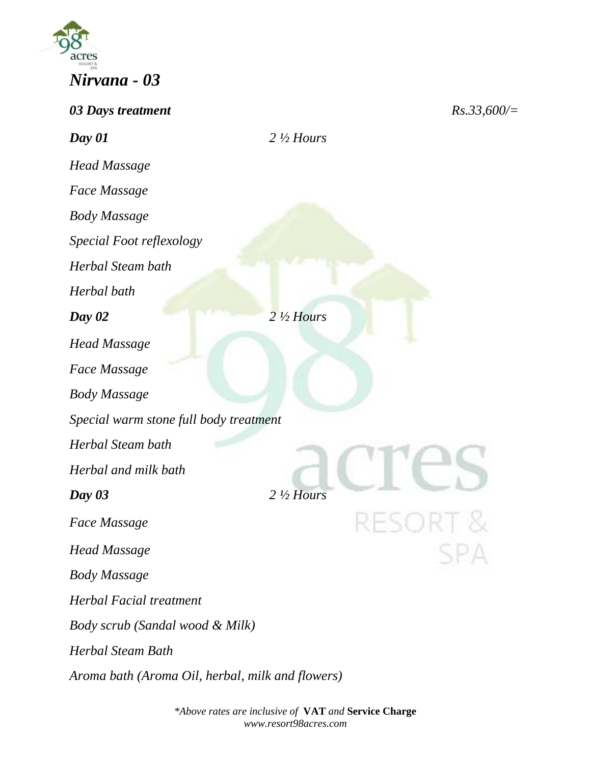# *Nirvana - 03*

***03 Days treatment*** *Rs.33,600/=*

***Day 01*** *2 ½ Hours*

*Head Massage*

*Face Massage*

*Body Massage*

*Special Foot reflexology*

*Herbal Steam bath*

*Herbal bath*

***Day 02*** *2 ½ Hours*

*Head Massage*

*Face Massage*

*Body Massage*

*Special warm stone full body treatment*

*Herbal Steam bath*

*Herbal and milk bath*

***Day 03*** *2 ½ Hours*

*Face Massage*

*Head Massage*

*Body Massage*

*Herbal Facial treatment*

*Body scrub (Sandal wood & Milk)*

*Herbal Steam Bath*

*Aroma bath (Aroma Oil, herbal, milk and flowers)*

**Above rates are inclusive of* **VAT** *and* **Service Charge**
*www.resort98acres.com*